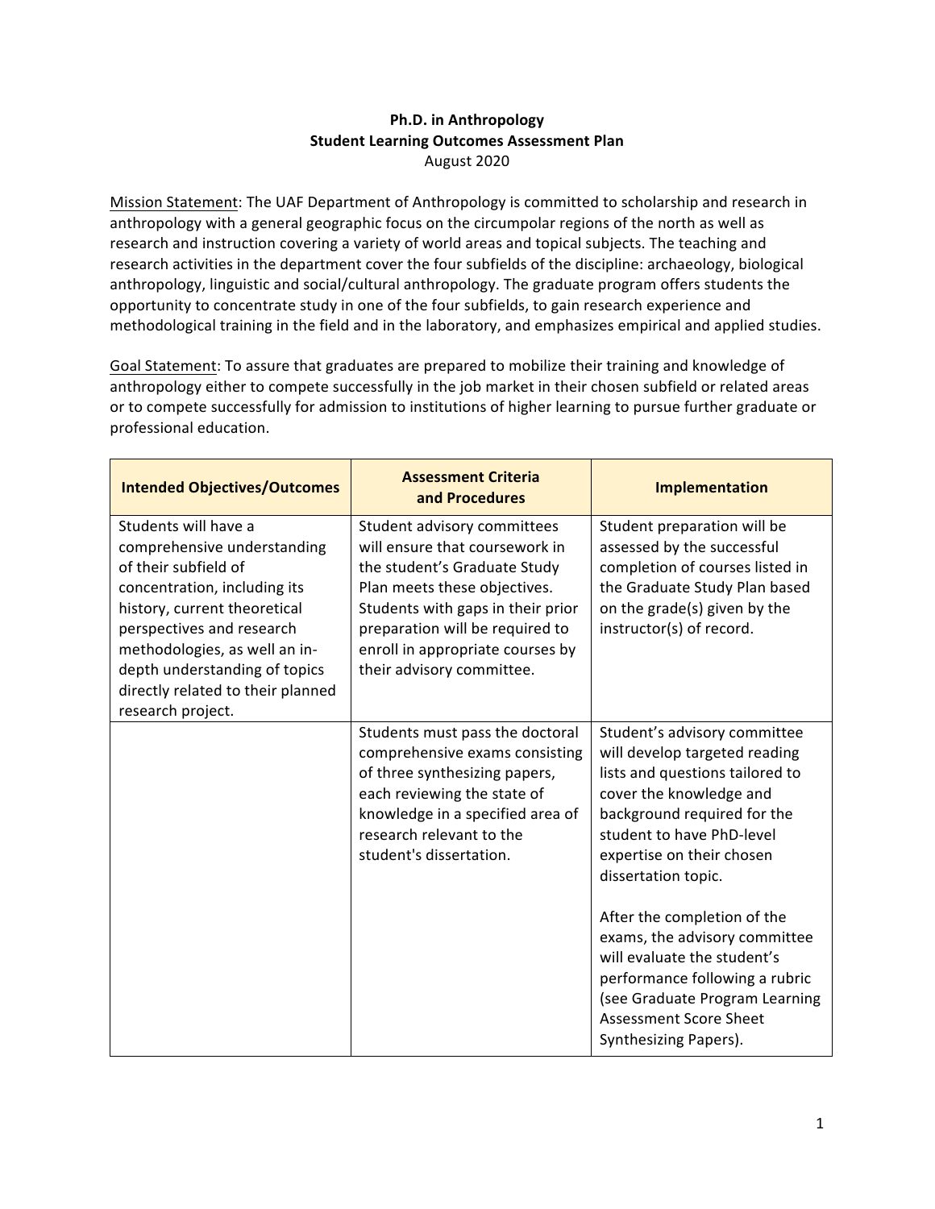**Ph.D. in Anthropology**
**Student Learning Outcomes Assessment Plan**
August 2020

Mission Statement: The UAF Department of Anthropology is committed to scholarship and research in anthropology with a general geographic focus on the circumpolar regions of the north as well as research and instruction covering a variety of world areas and topical subjects. The teaching and research activities in the department cover the four subfields of the discipline: archaeology, biological anthropology, linguistic and social/cultural anthropology. The graduate program offers students the opportunity to concentrate study in one of the four subfields, to gain research experience and methodological training in the field and in the laboratory, and emphasizes empirical and applied studies.

Goal Statement: To assure that graduates are prepared to mobilize their training and knowledge of anthropology either to compete successfully in the job market in their chosen subfield or related areas or to compete successfully for admission to institutions of higher learning to pursue further graduate or professional education.

| Intended Objectives/Outcomes | Assessment Criteria and Procedures | Implementation |
|---|---|---|
| Students will have a comprehensive understanding of their subfield of concentration, including its history, current theoretical perspectives and research methodologies, as well an in-depth understanding of topics directly related to their planned research project. | Student advisory committees will ensure that coursework in the student's Graduate Study Plan meets these objectives. Students with gaps in their prior preparation will be required to enroll in appropriate courses by their advisory committee. | Student preparation will be assessed by the successful completion of courses listed in the Graduate Study Plan based on the grade(s) given by the instructor(s) of record. |
| | Students must pass the doctoral comprehensive exams consisting of three synthesizing papers, each reviewing the state of knowledge in a specified area of research relevant to the student's dissertation. | Student's advisory committee will develop targeted reading lists and questions tailored to cover the knowledge and background required for the student to have PhD-level expertise on their chosen dissertation topic.<br><br>After the completion of the exams, the advisory committee will evaluate the student's performance following a rubric (see Graduate Program Learning Assessment Score Sheet Synthesizing Papers). |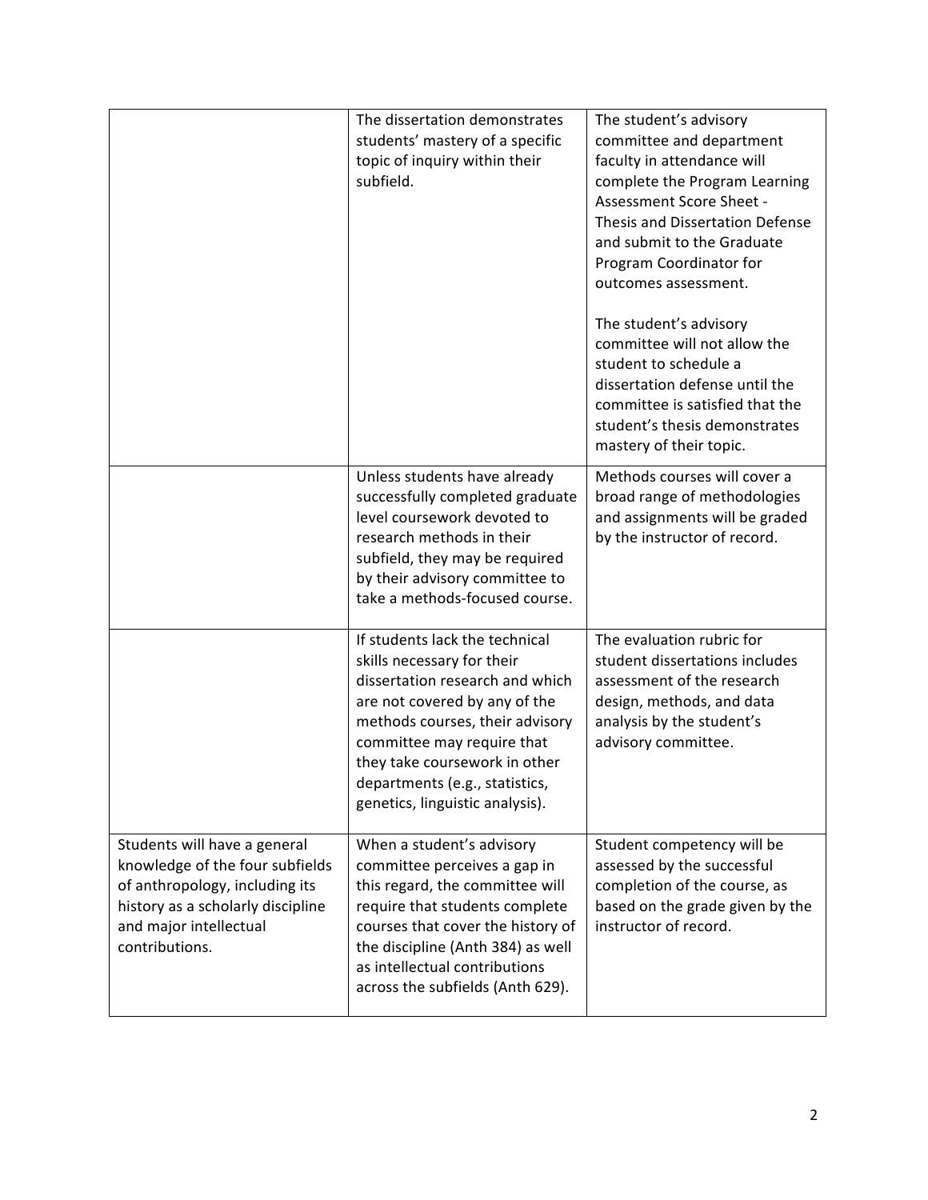| | | |
|---|---|---|
| | The dissertation demonstrates students' mastery of a specific topic of inquiry within their subfield. | The student's advisory committee and department faculty in attendance will complete the Program Learning Assessment Score Sheet - Thesis and Dissertation Defense and submit to the Graduate Program Coordinator for outcomes assessment.<br><br>The student's advisory committee will not allow the student to schedule a dissertation defense until the committee is satisfied that the student's thesis demonstrates mastery of their topic. |
| | Unless students have already successfully completed graduate level coursework devoted to research methods in their subfield, they may be required by their advisory committee to take a methods-focused course. | Methods courses will cover a broad range of methodologies and assignments will be graded by the instructor of record. |
| | If students lack the technical skills necessary for their dissertation research and which are not covered by any of the methods courses, their advisory committee may require that they take coursework in other departments (e.g., statistics, genetics, linguistic analysis). | The evaluation rubric for student dissertations includes assessment of the research design, methods, and data analysis by the student's advisory committee. |
| Students will have a general knowledge of the four subfields of anthropology, including its history as a scholarly discipline and major intellectual contributions. | When a student's advisory committee perceives a gap in this regard, the committee will require that students complete courses that cover the history of the discipline (Anth 384) as well as intellectual contributions across the subfields (Anth 629). | Student competency will be assessed by the successful completion of the course, as based on the grade given by the instructor of record. |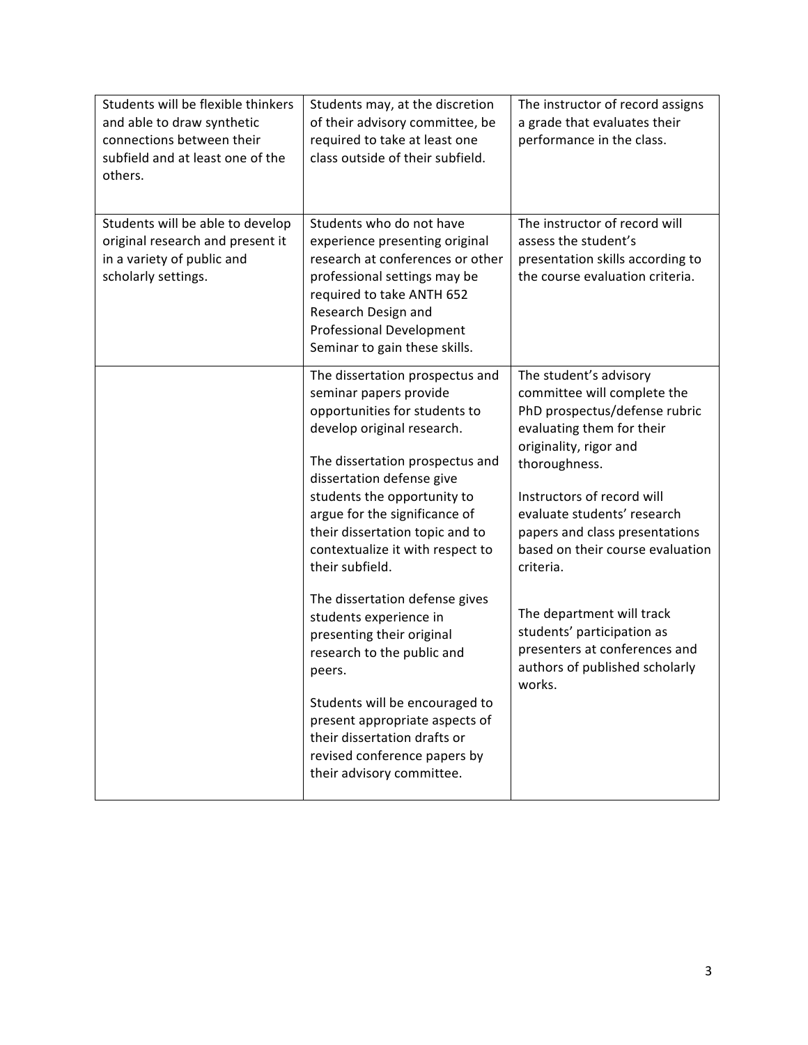| | | |
|---|---|---|
| Students will be flexible thinkers and able to draw synthetic connections between their subfield and at least one of the others. | Students may, at the discretion of their advisory committee, be required to take at least one class outside of their subfield. | The instructor of record assigns a grade that evaluates their performance in the class. |
| Students will be able to develop original research and present it in a variety of public and scholarly settings. | Students who do not have experience presenting original research at conferences or other professional settings may be required to take ANTH 652 Research Design and Professional Development Seminar to gain these skills. | The instructor of record will assess the student's presentation skills according to the course evaluation criteria. |
| | The dissertation prospectus and seminar papers provide opportunities for students to develop original research.<br><br>The dissertation prospectus and dissertation defense give students the opportunity to argue for the significance of their dissertation topic and to contextualize it with respect to their subfield.<br><br>The dissertation defense gives students experience in presenting their original research to the public and peers.<br><br>Students will be encouraged to present appropriate aspects of their dissertation drafts or revised conference papers by their advisory committee. | The student's advisory committee will complete the PhD prospectus/defense rubric evaluating them for their originality, rigor and thoroughness.<br><br>Instructors of record will evaluate students' research papers and class presentations based on their course evaluation criteria.<br><br>The department will track students' participation as presenters at conferences and authors of published scholarly works. |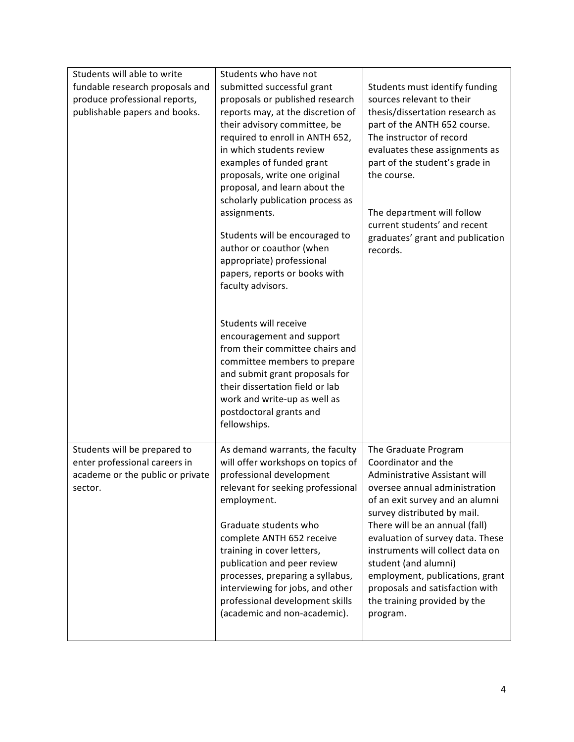| | | |
|---|---|---|
| Students will able to write fundable research proposals and produce professional reports, publishable papers and books. | Students who have not submitted successful grant proposals or published research reports may, at the discretion of their advisory committee, be required to enroll in ANTH 652, in which students review examples of funded grant proposals, write one original proposal, and learn about the scholarly publication process as assignments.<br><br>Students will be encouraged to author or coauthor (when appropriate) professional papers, reports or books with faculty advisors.<br><br>Students will receive encouragement and support from their committee chairs and committee members to prepare and submit grant proposals for their dissertation field or lab work and write-up as well as postdoctoral grants and fellowships. | Students must identify funding sources relevant to their thesis/dissertation research as part of the ANTH 652 course. The instructor of record evaluates these assignments as part of the student's grade in the course.<br><br>The department will follow current students' and recent graduates' grant and publication records. |
| Students will be prepared to enter professional careers in academe or the public or private sector. | As demand warrants, the faculty will offer workshops on topics of professional development relevant for seeking professional employment.<br><br>Graduate students who complete ANTH 652 receive training in cover letters, publication and peer review processes, preparing a syllabus, interviewing for jobs, and other professional development skills (academic and non-academic). | The Graduate Program Coordinator and the Administrative Assistant will oversee annual administration of an exit survey and an alumni survey distributed by mail. There will be an annual (fall) evaluation of survey data. These instruments will collect data on student (and alumni) employment, publications, grant proposals and satisfaction with the training provided by the program. |